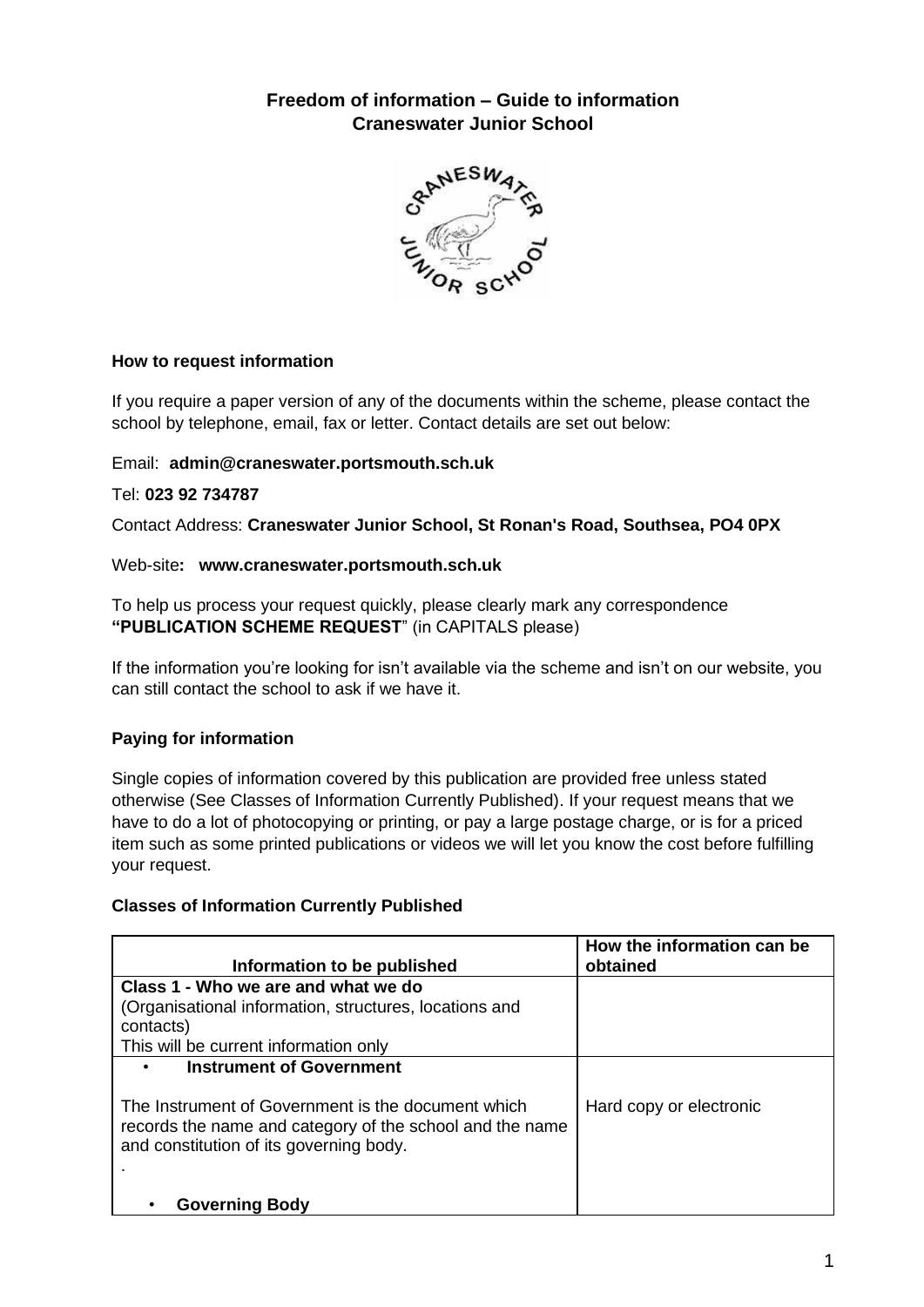# Freedom of information – Guide to information
## Craneswater Junior School

### How to request information

If you require a paper version of any of the documents within the scheme, please contact the school by telephone, email, fax or letter. Contact details are set out below:

Email: **admin@craneswater.portsmouth.sch.uk**

Tel: **023 92 734787**

Contact Address: **Craneswater Junior School, St Ronan's Road, Southsea, PO4 0PX**

Web-site**: www.craneswater.portsmouth.sch.uk**

To help us process your request quickly, please clearly mark any correspondence **"PUBLICATION SCHEME REQUEST**" (in CAPITALS please)

If the information you're looking for isn't available via the scheme and isn't on our website, you can still contact the school to ask if we have it.

### Paying for information

Single copies of information covered by this publication are provided free unless stated otherwise (See Classes of Information Currently Published). If your request means that we have to do a lot of photocopying or printing, or pay a large postage charge, or is for a priced item such as some printed publications or videos we will let you know the cost before fulfilling your request.

### Classes of Information Currently Published

| Information to be published | How the information can be obtained |
|---|---|
| **Class 1 - Who we are and what we do**<br>(Organisational information, structures, locations and contacts)<br>This will be current information only | |
| • **Instrument of Government**<br><br>The Instrument of Government is the document which records the name and category of the school and the name and constitution of its governing body.<br>.<br><br>• **Governing Body** | Hard copy or electronic |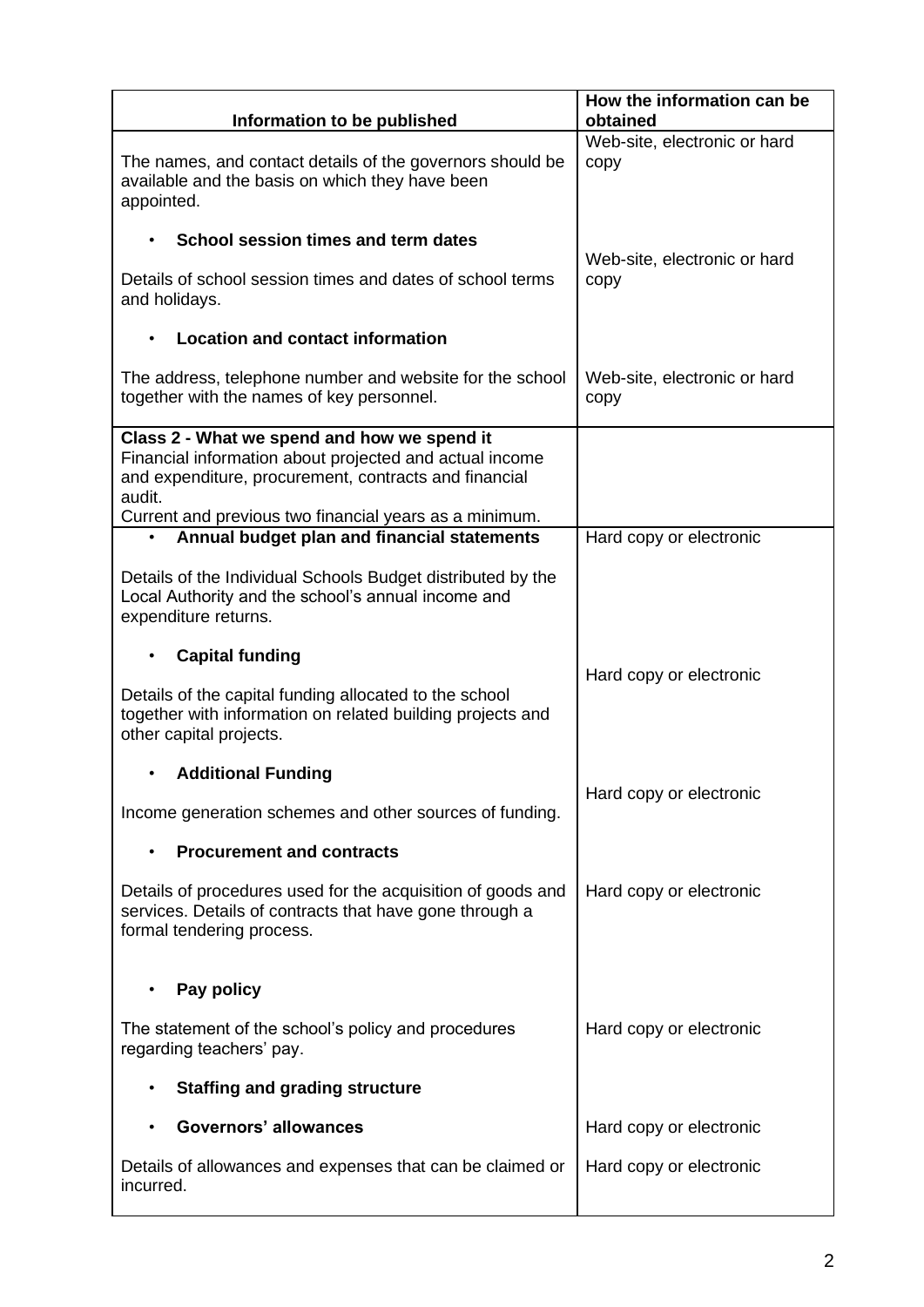| Information to be published | How the information can be obtained |
|---|---|
| The names, and contact details of the governors should be available and the basis on which they have been appointed. | Web-site, electronic or hard copy |
| • **School session times and term dates**<br><br>Details of school session times and dates of school terms and holidays. | Web-site, electronic or hard copy |
| • **Location and contact information**<br><br>The address, telephone number and website for the school together with the names of key personnel. | Web-site, electronic or hard copy |
| **Class 2 - What we spend and how we spend it**<br>Financial information about projected and actual income and expenditure, procurement, contracts and financial audit.<br>Current and previous two financial years as a minimum. | |
| • **Annual budget plan and financial statements**<br><br>Details of the Individual Schools Budget distributed by the Local Authority and the school's annual income and expenditure returns. | Hard copy or electronic |
| • **Capital funding**<br><br>Details of the capital funding allocated to the school together with information on related building projects and other capital projects. | Hard copy or electronic |
| • **Additional Funding**<br><br>Income generation schemes and other sources of funding. | Hard copy or electronic |
| • **Procurement and contracts**<br><br>Details of procedures used for the acquisition of goods and services. Details of contracts that have gone through a formal tendering process. | Hard copy or electronic |
| • **Pay policy**<br><br>The statement of the school's policy and procedures regarding teachers' pay. | Hard copy or electronic |
| • **Staffing and grading structure** | |
| • **Governors' allowances** | Hard copy or electronic |
| Details of allowances and expenses that can be claimed or incurred. | Hard copy or electronic |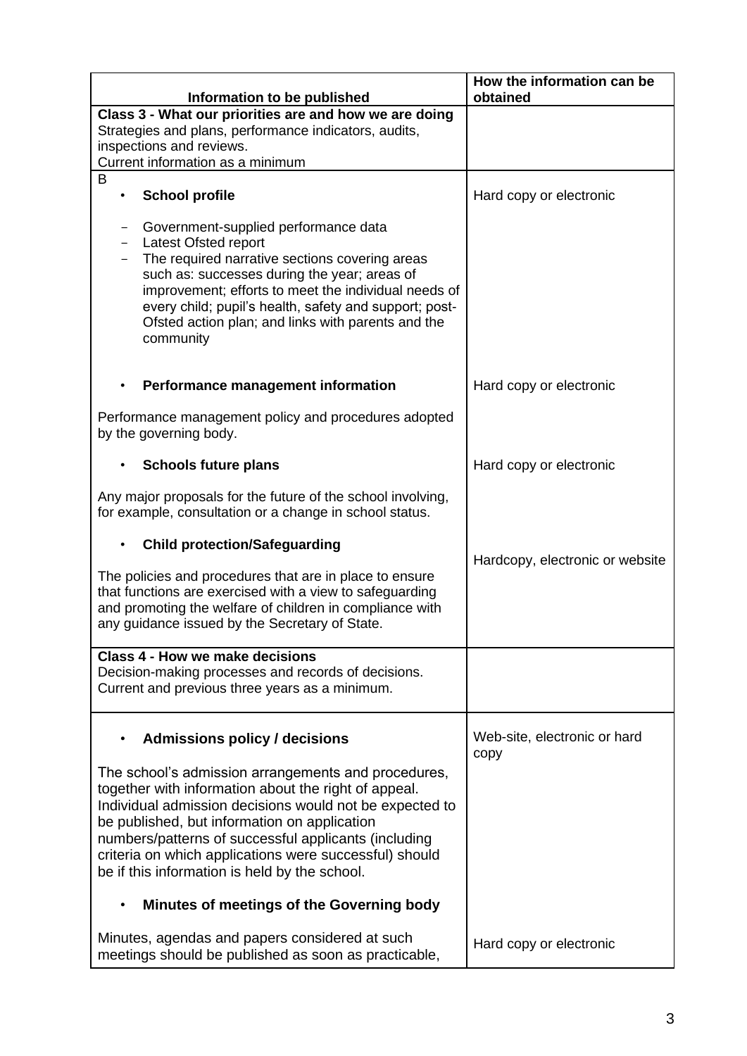| Information to be published | How the information can be obtained |
|---|---|
| **Class 3 - What our priorities are and how we are doing**<br>Strategies and plans, performance indicators, audits, inspections and reviews.<br>Current information as a minimum | |
| B<br>• **School profile**<br><br>- Government-supplied performance data<br>- Latest Ofsted report<br>- The required narrative sections covering areas such as: successes during the year; areas of improvement; efforts to meet the individual needs of every child; pupil's health, safety and support; post-Ofsted action plan; and links with parents and the community | Hard copy or electronic |
| • **Performance management information**<br><br>Performance management policy and procedures adopted by the governing body. | Hard copy or electronic |
| • **Schools future plans**<br><br>Any major proposals for the future of the school involving, for example, consultation or a change in school status. | Hard copy or electronic |
| • **Child protection/Safeguarding**<br><br>The policies and procedures that are in place to ensure that functions are exercised with a view to safeguarding and promoting the welfare of children in compliance with any guidance issued by the Secretary of State. | Hardcopy, electronic or website |
| **Class 4 - How we make decisions**<br>Decision-making processes and records of decisions.<br>Current and previous three years as a minimum. | |
| • **Admissions policy / decisions**<br><br>The school's admission arrangements and procedures, together with information about the right of appeal. Individual admission decisions would not be expected to be published, but information on application numbers/patterns of successful applicants (including criteria on which applications were successful) should be if this information is held by the school. | Web-site, electronic or hard copy |
| • **Minutes of meetings of the Governing body**<br><br>Minutes, agendas and papers considered at such meetings should be published as soon as practicable, | Hard copy or electronic |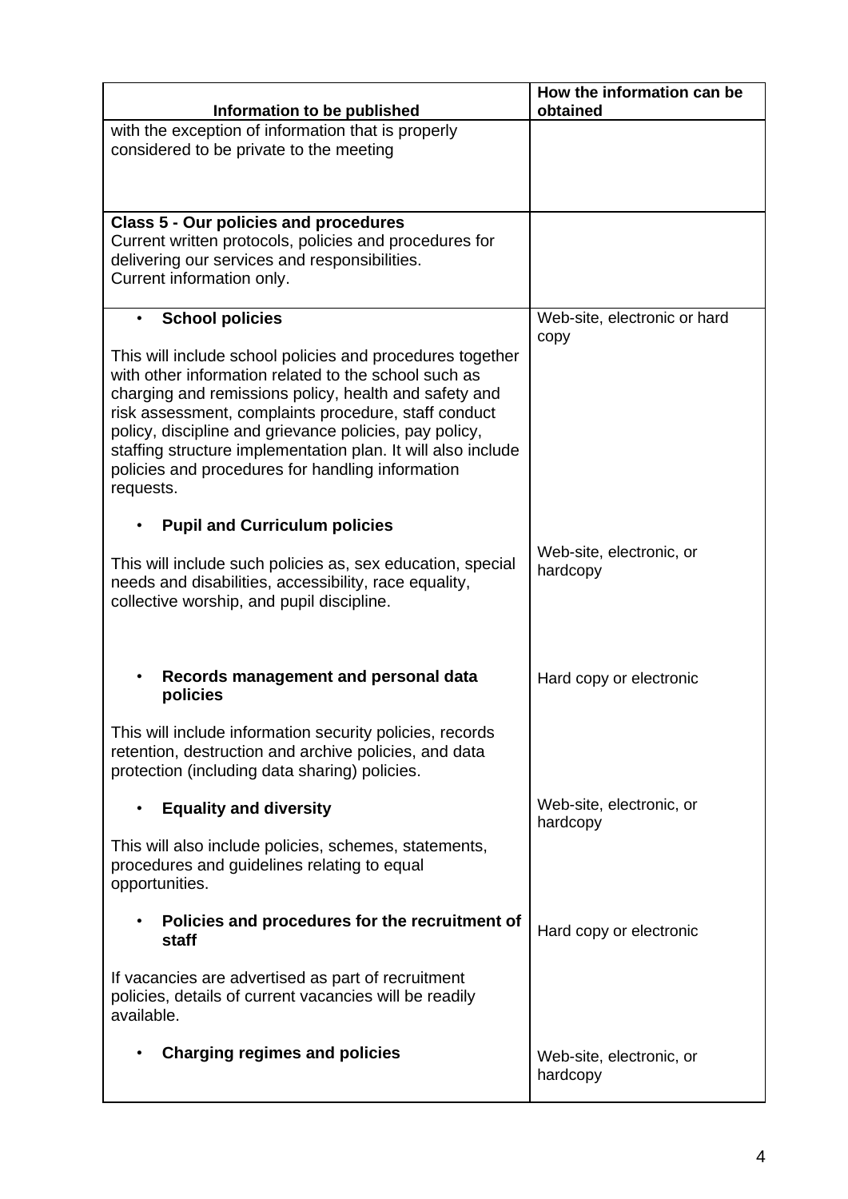| Information to be published | How the information can be obtained |
| --- | --- |
| with the exception of information that is properly considered to be private to the meeting | |
| **Class 5 - Our policies and procedures**<br>Current written protocols, policies and procedures for delivering our services and responsibilities.<br>Current information only. | |
| • **School policies**<br><br>This will include school policies and procedures together with other information related to the school such as charging and remissions policy, health and safety and risk assessment, complaints procedure, staff conduct policy, discipline and grievance policies, pay policy, staffing structure implementation plan. It will also include policies and procedures for handling information requests. | Web-site, electronic or hard copy |
| • **Pupil and Curriculum policies**<br><br>This will include such policies as, sex education, special needs and disabilities, accessibility, race equality, collective worship, and pupil discipline. | Web-site, electronic, or hardcopy |
| • **Records management and personal data policies**<br><br>This will include information security policies, records retention, destruction and archive policies, and data protection (including data sharing) policies. | Hard copy or electronic |
| • **Equality and diversity**<br><br>This will also include policies, schemes, statements, procedures and guidelines relating to equal opportunities. | Web-site, electronic, or hardcopy |
| • **Policies and procedures for the recruitment of staff**<br><br>If vacancies are advertised as part of recruitment policies, details of current vacancies will be readily available. | Hard copy or electronic |
| • **Charging regimes and policies** | Web-site, electronic, or hardcopy |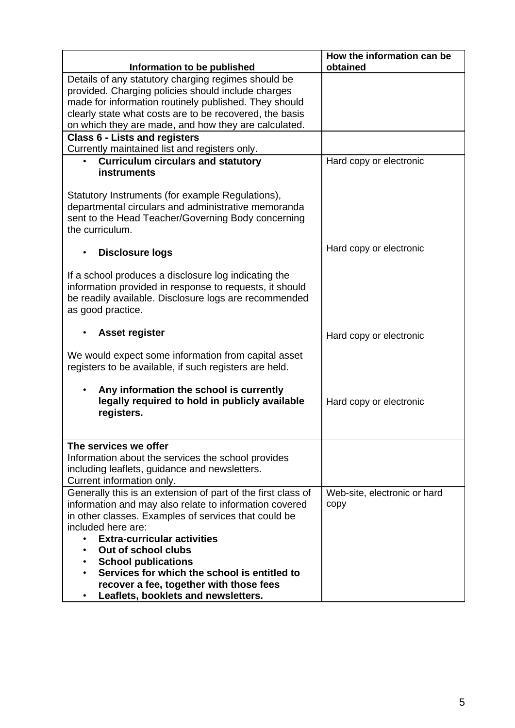| Information to be published | How the information can be obtained |
|---|---|
| Details of any statutory charging regimes should be provided. Charging policies should include charges made for information routinely published. They should clearly state what costs are to be recovered, the basis on which they are made, and how they are calculated. | |
| **Class 6 - Lists and registers**<br>Currently maintained list and registers only. | |
| • **Curriculum circulars and statutory instruments**<br><br>Statutory Instruments (for example Regulations), departmental circulars and administrative memoranda sent to the Head Teacher/Governing Body concerning the curriculum.<br><br>• **Disclosure logs**<br><br>If a school produces a disclosure log indicating the information provided in response to requests, it should be readily available. Disclosure logs are recommended as good practice.<br><br>• **Asset register**<br><br>We would expect some information from capital asset registers to be available, if such registers are held.<br><br>• **Any information the school is currently legally required to hold in publicly available registers.** | Hard copy or electronic<br><br>Hard copy or electronic<br><br>Hard copy or electronic<br><br>Hard copy or electronic |
| **The services we offer**<br>Information about the services the school provides including leaflets, guidance and newsletters.<br>Current information only. | |
| Generally this is an extension of part of the first class of information and may also relate to information covered in other classes. Examples of services that could be included here are:<br>• **Extra-curricular activities**<br>• **Out of school clubs**<br>• **School publications**<br>• **Services for which the school is entitled to recover a fee, together with those fees**<br>• **Leaflets, booklets and newsletters.** | Web-site, electronic or hard copy |